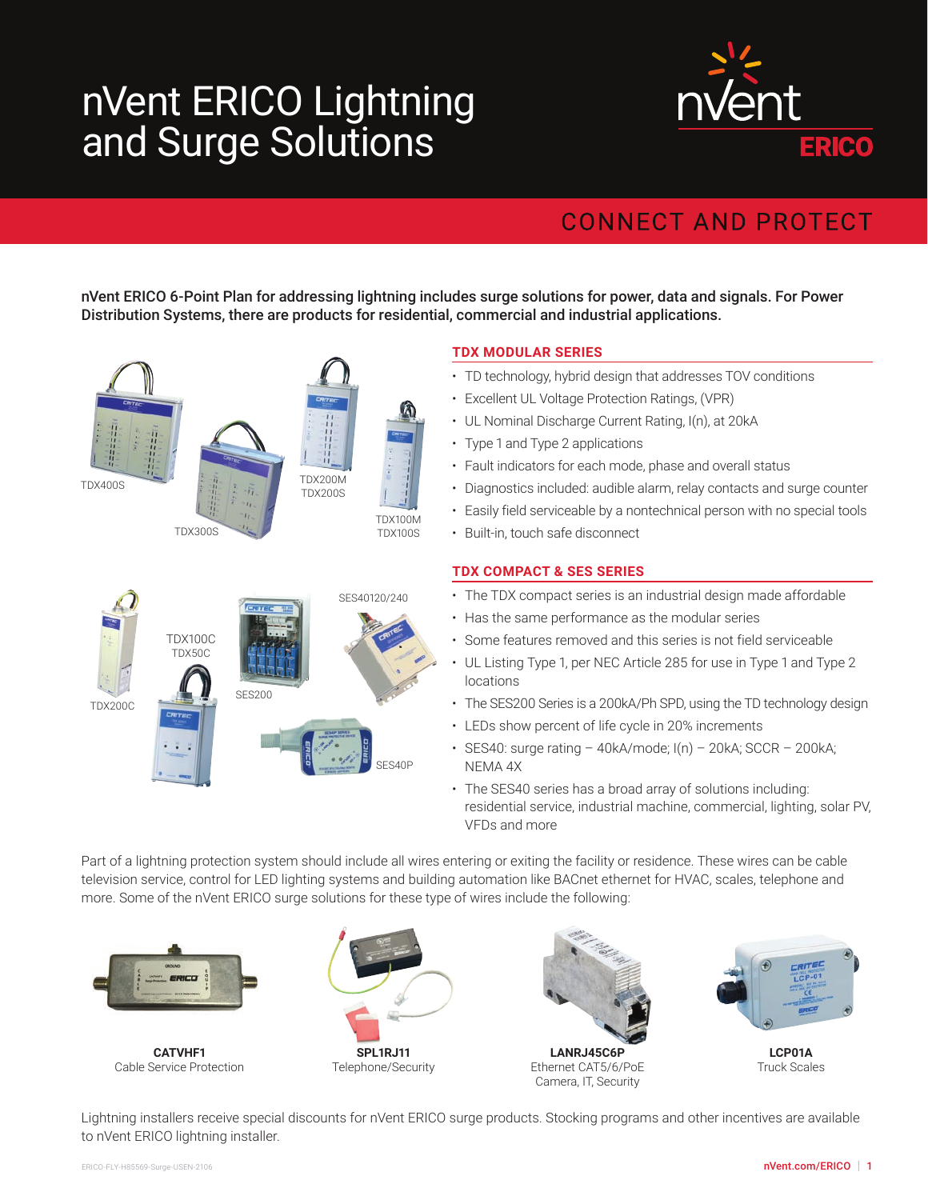# nVent ERICO Lightning and Surge Solutions

nVent ERICO

## CONNECT AND PROTECT

**nVent ERICO 6-Point Plan for addressing lightning includes surge solutions for power, data and signals. For Power Distribution Systems, there are products for residential, commercial and industrial applications.**

TDX400S

TDX300S

TDX200M
TDX200S

TDX100M
TDX100S

### TDX MODULAR SERIES

- TD technology, hybrid design that addresses TOV conditions
- Excellent UL Voltage Protection Ratings, (VPR)
- UL Nominal Discharge Current Rating, I(n), at 20kA
- Type 1 and Type 2 applications
- Fault indicators for each mode, phase and overall status
- Diagnostics included: audible alarm, relay contacts and surge counter
- Easily field serviceable by a nontechnical person with no special tools
- Built-in, touch safe disconnect

TDX200C

TDX100C
TDX50C

SES200

SES40120/240

SES40P

### TDX COMPACT & SES SERIES

- The TDX compact series is an industrial design made affordable
- Has the same performance as the modular series
- Some features removed and this series is not field serviceable
- UL Listing Type 1, per NEC Article 285 for use in Type 1 and Type 2 locations
- The SES200 Series is a 200kA/Ph SPD, using the TD technology design
- LEDs show percent of life cycle in 20% increments
- SES40: surge rating – 40kA/mode; I(n) – 20kA; SCCR – 200kA; NEMA 4X
- The SES40 series has a broad array of solutions including: residential service, industrial machine, commercial, lighting, solar PV, VFDs and more

Part of a lightning protection system should include all wires entering or exiting the facility or residence. These wires can be cable television service, control for LED lighting systems and building automation like BACnet ethernet for HVAC, scales, telephone and more. Some of the nVent ERICO surge solutions for these type of wires include the following:

**CATVHF1**
Cable Service Protection

**SPL1RJ11**
Telephone/Security

**LANRJ45C6P**
Ethernet CAT5/6/PoE
Camera, IT, Security

**LCP01A**
Truck Scales

Lightning installers receive special discounts for nVent ERICO surge products. Stocking programs and other incentives are available to nVent ERICO lightning installer.

ERICO-FLY-H85569-Surge-USEN-2106

nVent.com/ERICO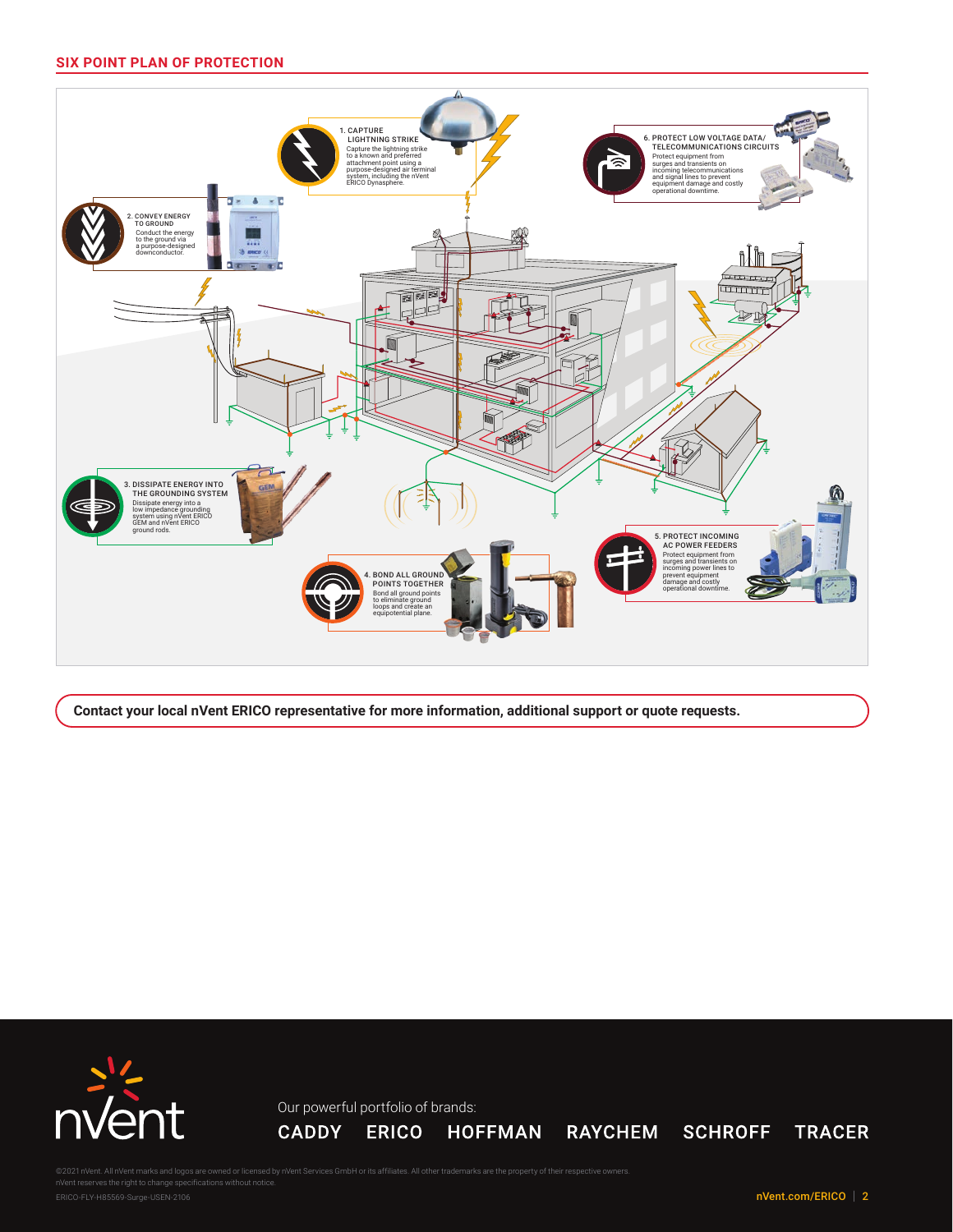## SIX POINT PLAN OF PROTECTION

1. CAPTURE LIGHTNING STRIKE
Capture the lightning strike to a known and preferred attachment point using a purpose-designed air terminal system, including the nVent ERICO Dynasphere.

2. CONVEY ENERGY TO GROUND
Conduct the energy to the ground via a purpose-designed downconductor.

3. DISSIPATE ENERGY INTO THE GROUNDING SYSTEM
Dissipate energy into a low impedance grounding system using nVent ERICO GEM and nVent ERICO ground rods.

4. BOND ALL GROUND POINTS TOGETHER
Bond all ground points to eliminate ground loops and create an equipotential plane.

5. PROTECT INCOMING AC POWER FEEDERS
Protect equipment from surges and transients on incoming power lines to prevent equipment damage and costly operational downtime.

6. PROTECT LOW VOLTAGE DATA/ TELECOMMUNICATIONS CIRCUITS
Protect equipment from surges and transients on incoming telecommunications and signal lines to prevent equipment damage and costly operational downtime.

**Contact your local nVent ERICO representative for more information, additional support or quote requests.**

nVent

Our powerful portfolio of brands:
CADDY ERICO HOFFMAN RAYCHEM SCHROFF TRACER

©2021 nVent. All nVent marks and logos are owned or licensed by nVent Services GmbH or its affiliates. All other trademarks are the property of their respective owners.
nVent reserves the right to change specifications without notice.

ERICO-FLY-H85569-Surge-USEN-2106

nVent.com/ERICO